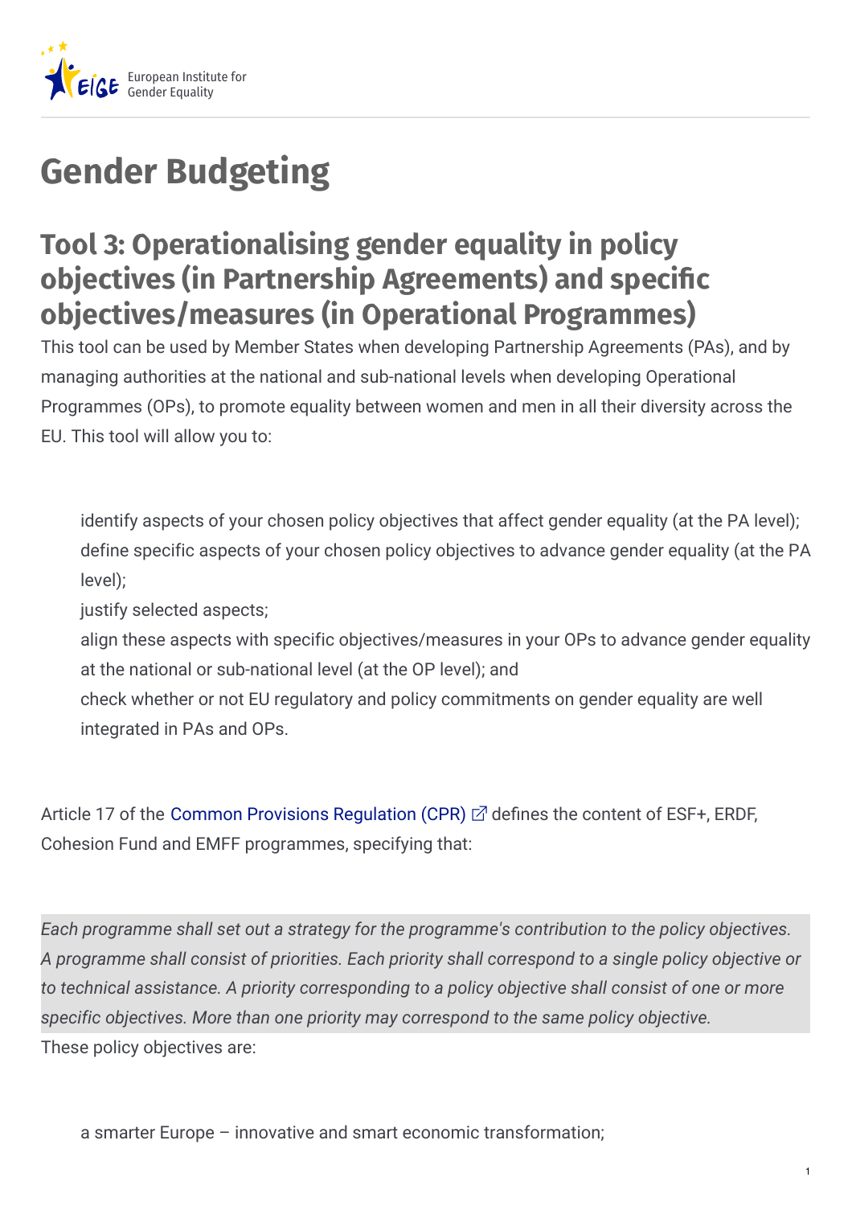# Gender Budgeting

## Tool 3: Operationalising gender equality in policy objectives (in Partnership Agreements) and specific objectives/measures (in Operational Programmes)

This tool can be used by Member States when developing Partnership Agreements (PAs), and by managing authorities at the national and sub-national levels when developing Operational Programmes (OPs), to promote equality between women and men in all their diversity across the EU. This tool will allow you to:

- identify aspects of your chosen policy objectives that affect gender equality (at the PA level);
- define specific aspects of your chosen policy objectives to advance gender equality (at the PA level);
- justify selected aspects;
- align these aspects with specific objectives/measures in your OPs to advance gender equality at the national or sub-national level (at the OP level); and
- check whether or not EU regulatory and policy commitments on gender equality are well integrated in PAs and OPs.

Article 17 of the Common Provisions Regulation (CPR) defines the content of ESF+, ERDF, Cohesion Fund and EMFF programmes, specifying that:

> *Each programme shall set out a strategy for the programme's contribution to the policy objectives. A programme shall consist of priorities. Each priority shall correspond to a single policy objective or to technical assistance. A priority corresponding to a policy objective shall consist of one or more specific objectives. More than one priority may correspond to the same policy objective.*

These policy objectives are:

- a smarter Europe – innovative and smart economic transformation;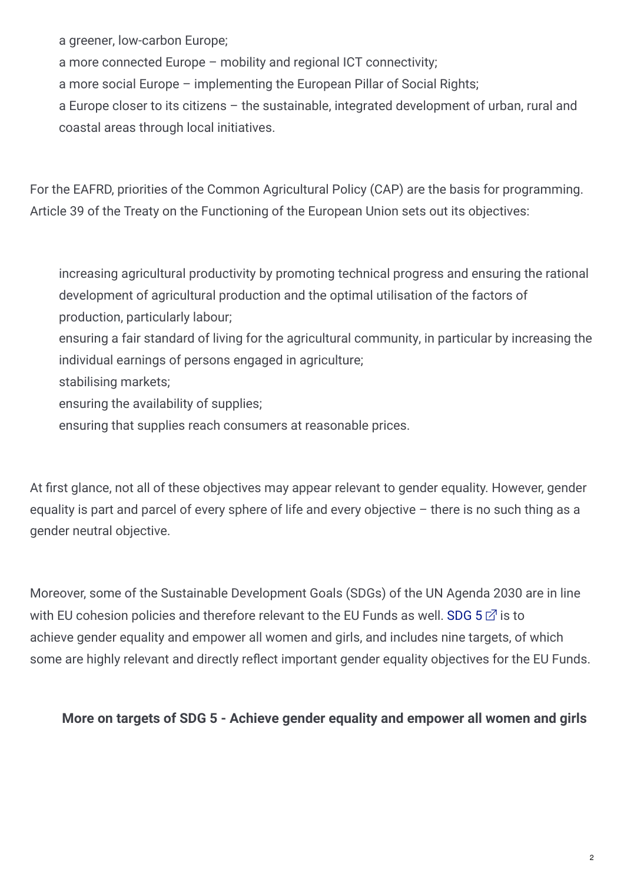- a greener, low-carbon Europe;
- a more connected Europe – mobility and regional ICT connectivity;
- a more social Europe – implementing the European Pillar of Social Rights;
- a Europe closer to its citizens – the sustainable, integrated development of urban, rural and coastal areas through local initiatives.

For the EAFRD, priorities of the Common Agricultural Policy (CAP) are the basis for programming. Article 39 of the Treaty on the Functioning of the European Union sets out its objectives:

- increasing agricultural productivity by promoting technical progress and ensuring the rational development of agricultural production and the optimal utilisation of the factors of production, particularly labour;
- ensuring a fair standard of living for the agricultural community, in particular by increasing the individual earnings of persons engaged in agriculture;
- stabilising markets;
- ensuring the availability of supplies;
- ensuring that supplies reach consumers at reasonable prices.

At first glance, not all of these objectives may appear relevant to gender equality. However, gender equality is part and parcel of every sphere of life and every objective – there is no such thing as a gender neutral objective.

Moreover, some of the Sustainable Development Goals (SDGs) of the UN Agenda 2030 are in line with EU cohesion policies and therefore relevant to the EU Funds as well. SDG 5 is to achieve gender equality and empower all women and girls, and includes nine targets, of which some are highly relevant and directly reflect important gender equality objectives for the EU Funds.

**More on targets of SDG 5 - Achieve gender equality and empower all women and girls**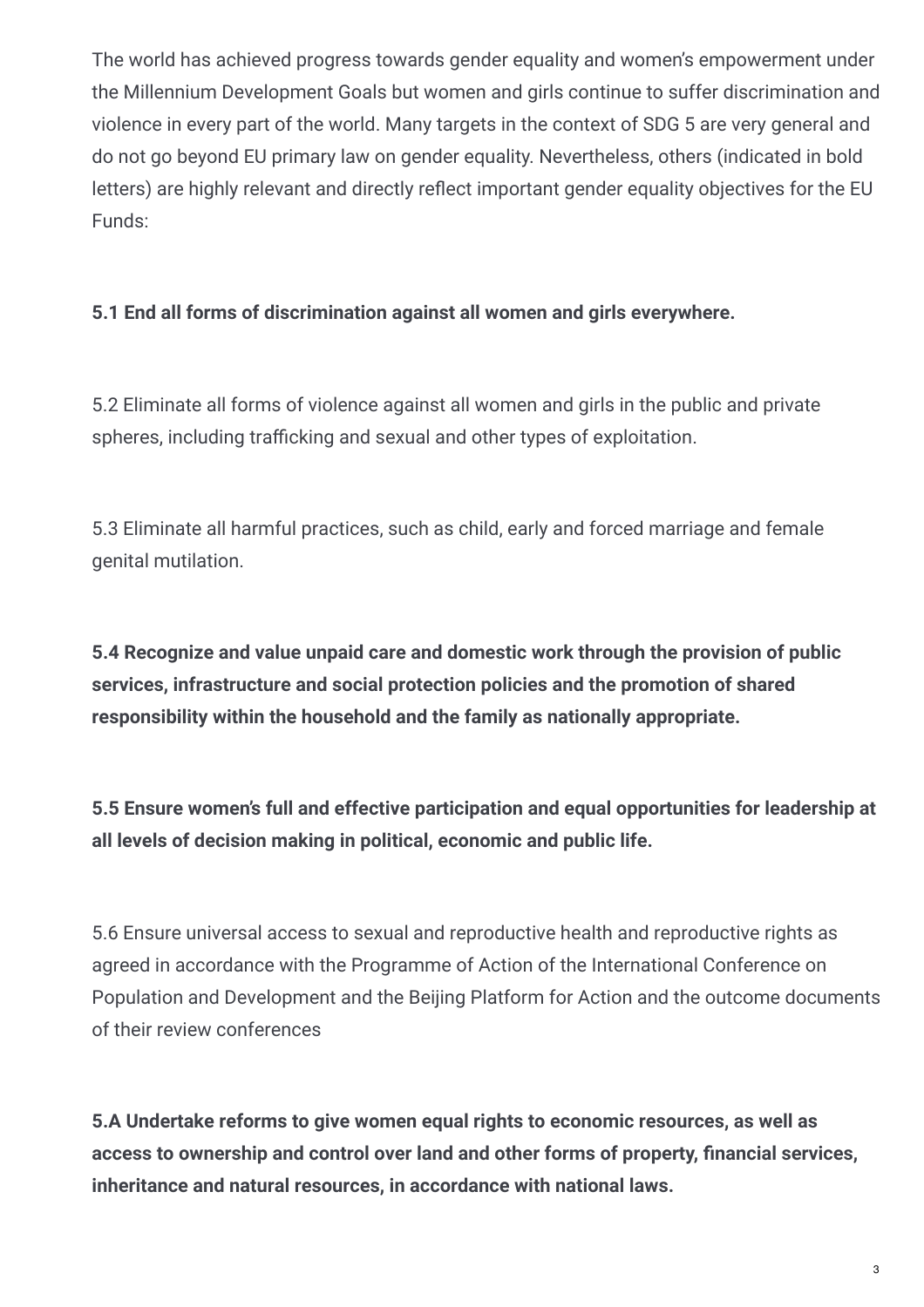The world has achieved progress towards gender equality and women's empowerment under the Millennium Development Goals but women and girls continue to suffer discrimination and violence in every part of the world. Many targets in the context of SDG 5 are very general and do not go beyond EU primary law on gender equality. Nevertheless, others (indicated in bold letters) are highly relevant and directly reflect important gender equality objectives for the EU Funds:

**5.1 End all forms of discrimination against all women and girls everywhere.**

5.2 Eliminate all forms of violence against all women and girls in the public and private spheres, including trafficking and sexual and other types of exploitation.

5.3 Eliminate all harmful practices, such as child, early and forced marriage and female genital mutilation.

**5.4 Recognize and value unpaid care and domestic work through the provision of public services, infrastructure and social protection policies and the promotion of shared responsibility within the household and the family as nationally appropriate.**

**5.5 Ensure women's full and effective participation and equal opportunities for leadership at all levels of decision making in political, economic and public life.**

5.6 Ensure universal access to sexual and reproductive health and reproductive rights as agreed in accordance with the Programme of Action of the International Conference on Population and Development and the Beijing Platform for Action and the outcome documents of their review conferences

**5.A Undertake reforms to give women equal rights to economic resources, as well as access to ownership and control over land and other forms of property, financial services, inheritance and natural resources, in accordance with national laws.**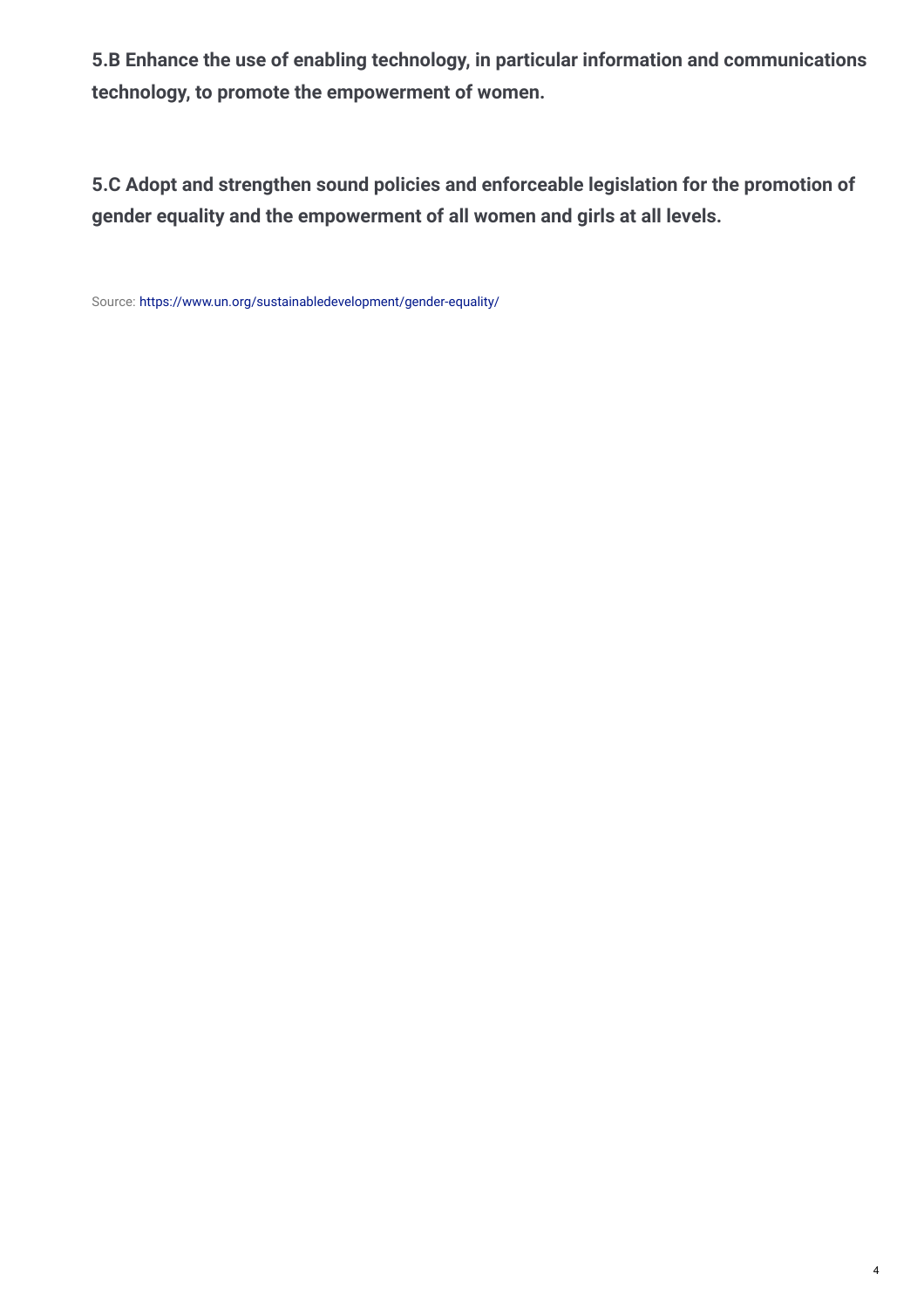**5.B Enhance the use of enabling technology, in particular information and communications technology, to promote the empowerment of women.**

**5.C Adopt and strengthen sound policies and enforceable legislation for the promotion of gender equality and the empowerment of all women and girls at all levels.**

Source: https://www.un.org/sustainabledevelopment/gender-equality/